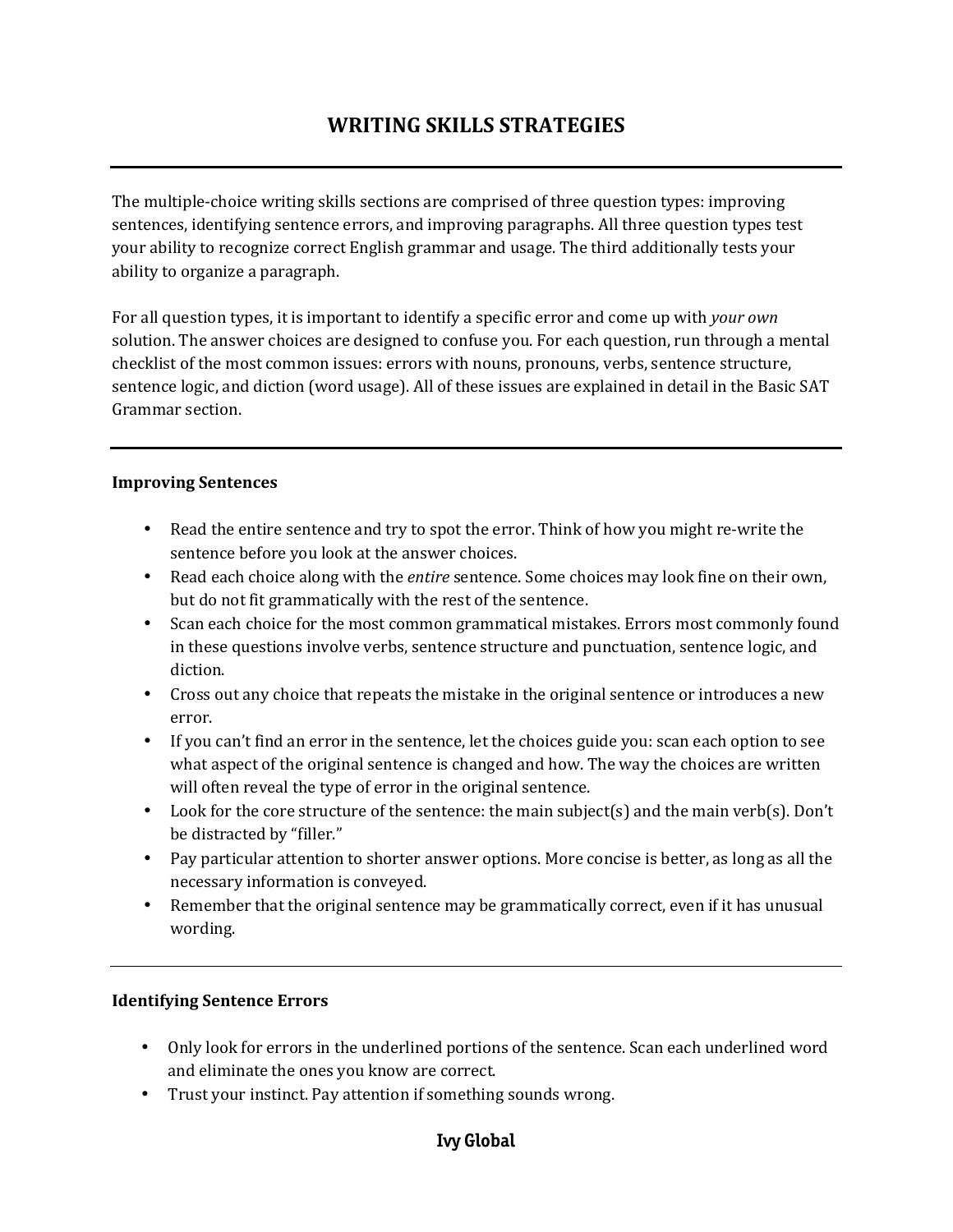# WRITING SKILLS STRATEGIES

---

The multiple-choice writing skills sections are comprised of three question types: improving sentences, identifying sentence errors, and improving paragraphs. All three question types test your ability to recognize correct English grammar and usage. The third additionally tests your ability to organize a paragraph.

For all question types, it is important to identify a specific error and come up with *your own* solution. The answer choices are designed to confuse you. For each question, run through a mental checklist of the most common issues: errors with nouns, pronouns, verbs, sentence structure, sentence logic, and diction (word usage). All of these issues are explained in detail in the Basic SAT Grammar section.

---

**Improving Sentences**

- Read the entire sentence and try to spot the error. Think of how you might re-write the sentence before you look at the answer choices.
- Read each choice along with the *entire* sentence. Some choices may look fine on their own, but do not fit grammatically with the rest of the sentence.
- Scan each choice for the most common grammatical mistakes. Errors most commonly found in these questions involve verbs, sentence structure and punctuation, sentence logic, and diction.
- Cross out any choice that repeats the mistake in the original sentence or introduces a new error.
- If you can't find an error in the sentence, let the choices guide you: scan each option to see what aspect of the original sentence is changed and how. The way the choices are written will often reveal the type of error in the original sentence.
- Look for the core structure of the sentence: the main subject(s) and the main verb(s). Don't be distracted by "filler."
- Pay particular attention to shorter answer options. More concise is better, as long as all the necessary information is conveyed.
- Remember that the original sentence may be grammatically correct, even if it has unusual wording.

---

**Identifying Sentence Errors**

- Only look for errors in the underlined portions of the sentence. Scan each underlined word and eliminate the ones you know are correct.
- Trust your instinct. Pay attention if something sounds wrong.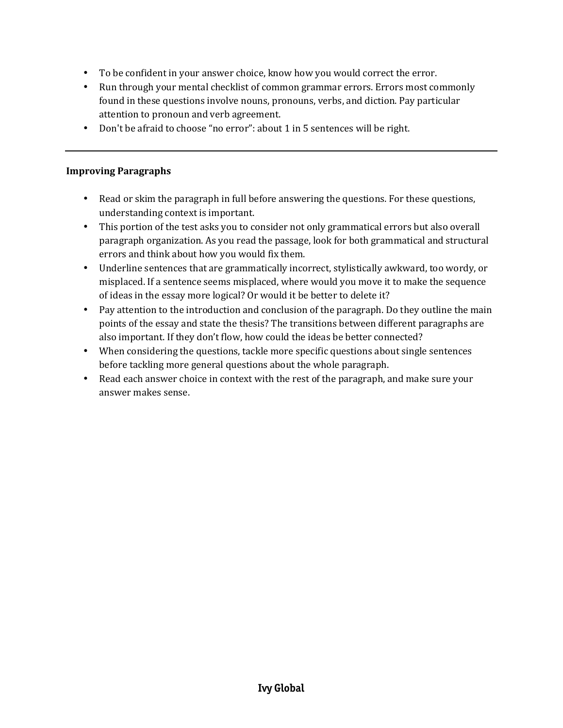- To be confident in your answer choice, know how you would correct the error.
- Run through your mental checklist of common grammar errors. Errors most commonly found in these questions involve nouns, pronouns, verbs, and diction. Pay particular attention to pronoun and verb agreement.
- Don't be afraid to choose "no error": about 1 in 5 sentences will be right.

---

**Improving Paragraphs**

- Read or skim the paragraph in full before answering the questions. For these questions, understanding context is important.
- This portion of the test asks you to consider not only grammatical errors but also overall paragraph organization. As you read the passage, look for both grammatical and structural errors and think about how you would fix them.
- Underline sentences that are grammatically incorrect, stylistically awkward, too wordy, or misplaced. If a sentence seems misplaced, where would you move it to make the sequence of ideas in the essay more logical? Or would it be better to delete it?
- Pay attention to the introduction and conclusion of the paragraph. Do they outline the main points of the essay and state the thesis? The transitions between different paragraphs are also important. If they don't flow, how could the ideas be better connected?
- When considering the questions, tackle more specific questions about single sentences before tackling more general questions about the whole paragraph.
- Read each answer choice in context with the rest of the paragraph, and make sure your answer makes sense.